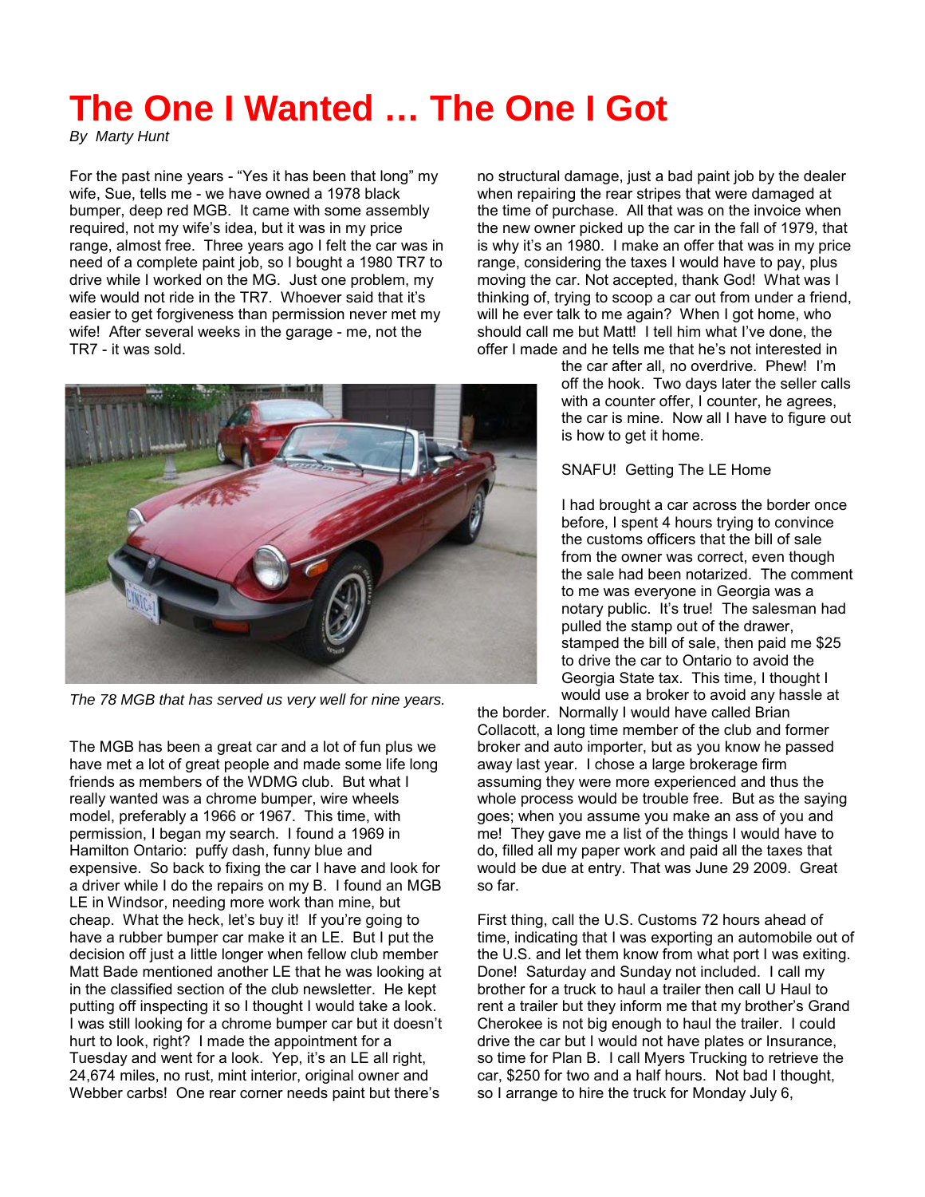# The One I Wanted … The One I Got

*By Marty Hunt*

For the past nine years - "Yes it has been that long" my wife, Sue, tells me - we have owned a 1978 black bumper, deep red MGB. It came with some assembly required, not my wife's idea, but it was in my price range, almost free. Three years ago I felt the car was in need of a complete paint job, so I bought a 1980 TR7 to drive while I worked on the MG. Just one problem, my wife would not ride in the TR7. Whoever said that it's easier to get forgiveness than permission never met my wife! After several weeks in the garage - me, not the TR7 - it was sold.

*The 78 MGB that has served us very well for nine years.*

The MGB has been a great car and a lot of fun plus we have met a lot of great people and made some life long friends as members of the WDMG club. But what I really wanted was a chrome bumper, wire wheels model, preferably a 1966 or 1967. This time, with permission, I began my search. I found a 1969 in Hamilton Ontario: puffy dash, funny blue and expensive. So back to fixing the car I have and look for a driver while I do the repairs on my B. I found an MGB LE in Windsor, needing more work than mine, but cheap. What the heck, let's buy it! If you're going to have a rubber bumper car make it an LE. But I put the decision off just a little longer when fellow club member Matt Bade mentioned another LE that he was looking at in the classified section of the club newsletter. He kept putting off inspecting it so I thought I would take a look. I was still looking for a chrome bumper car but it doesn't hurt to look, right? I made the appointment for a Tuesday and went for a look. Yep, it's an LE all right, 24,674 miles, no rust, mint interior, original owner and Webber carbs! One rear corner needs paint but there's no structural damage, just a bad paint job by the dealer when repairing the rear stripes that were damaged at the time of purchase. All that was on the invoice when the new owner picked up the car in the fall of 1979, that is why it's an 1980. I make an offer that was in my price range, considering the taxes I would have to pay, plus moving the car. Not accepted, thank God! What was I thinking of, trying to scoop a car out from under a friend, will he ever talk to me again? When I got home, who should call me but Matt! I tell him what I've done, the offer I made and he tells me that he's not interested in the car after all, no overdrive. Phew! I'm off the hook. Two days later the seller calls with a counter offer, I counter, he agrees, the car is mine. Now all I have to figure out is how to get it home.

SNAFU! Getting The LE Home

I had brought a car across the border once before, I spent 4 hours trying to convince the customs officers that the bill of sale from the owner was correct, even though the sale had been notarized. The comment to me was everyone in Georgia was a notary public. It's true! The salesman had pulled the stamp out of the drawer, stamped the bill of sale, then paid me $25 to drive the car to Ontario to avoid the Georgia State tax. This time, I thought I would use a broker to avoid any hassle at the border. Normally I would have called Brian Collacott, a long time member of the club and former broker and auto importer, but as you know he passed away last year. I chose a large brokerage firm assuming they were more experienced and thus the whole process would be trouble free. But as the saying goes; when you assume you make an ass of you and me! They gave me a list of the things I would have to do, filled all my paper work and paid all the taxes that would be due at entry. That was June 29 2009. Great so far.

First thing, call the U.S. Customs 72 hours ahead of time, indicating that I was exporting an automobile out of the U.S. and let them know from what port I was exiting. Done! Saturday and Sunday not included. I call my brother for a truck to haul a trailer then call U Haul to rent a trailer but they inform me that my brother's Grand Cherokee is not big enough to haul the trailer. I could drive the car but I would not have plates or Insurance, so time for Plan B. I call Myers Trucking to retrieve the car, $250 for two and a half hours. Not bad I thought, so I arrange to hire the truck for Monday July 6,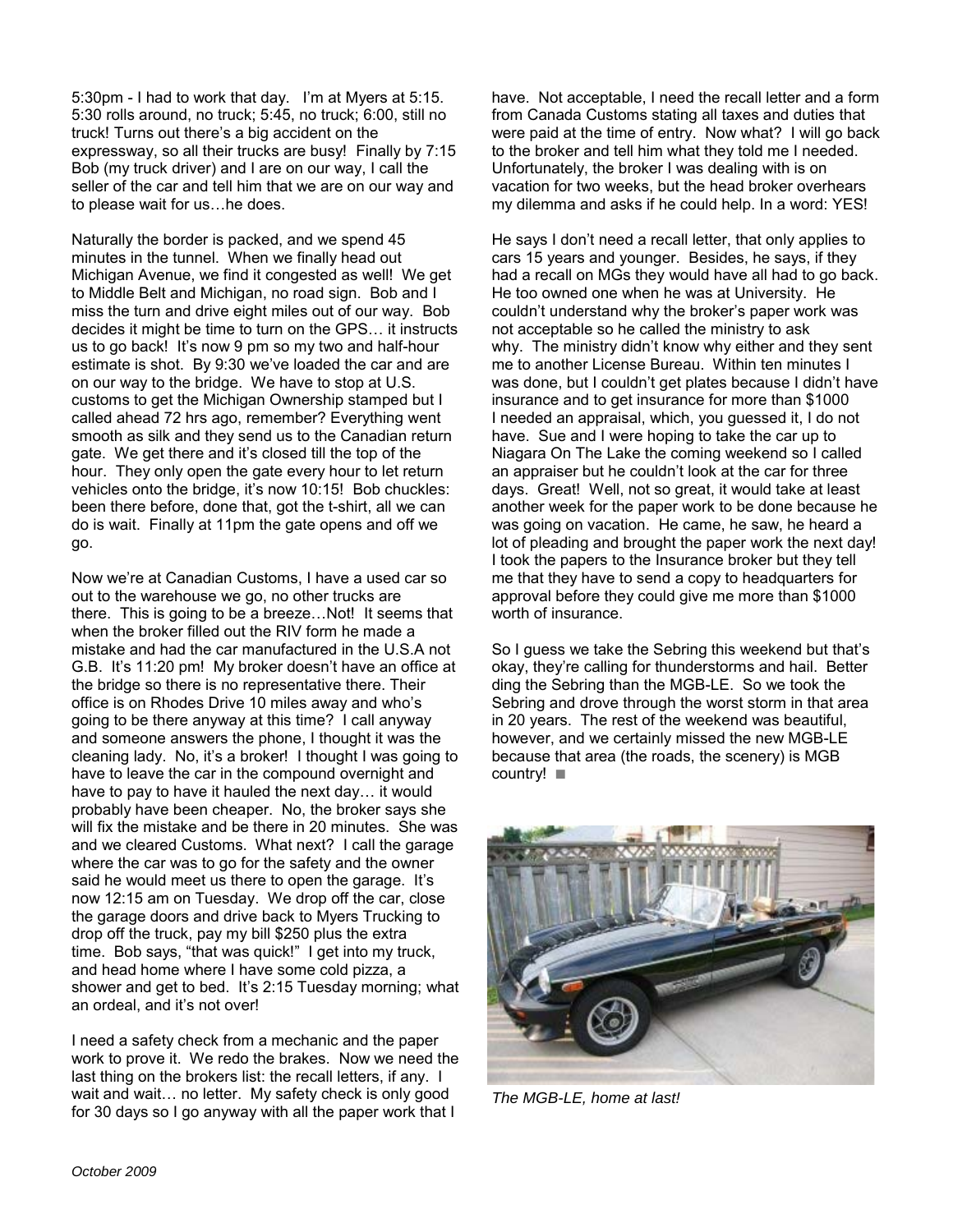5:30pm - I had to work that day. I'm at Myers at 5:15. 5:30 rolls around, no truck; 5:45, no truck; 6:00, still no truck! Turns out there's a big accident on the expressway, so all their trucks are busy! Finally by 7:15 Bob (my truck driver) and I are on our way, I call the seller of the car and tell him that we are on our way and to please wait for us…he does.

Naturally the border is packed, and we spend 45 minutes in the tunnel. When we finally head out Michigan Avenue, we find it congested as well! We get to Middle Belt and Michigan, no road sign. Bob and I miss the turn and drive eight miles out of our way. Bob decides it might be time to turn on the GPS… it instructs us to go back! It's now 9 pm so my two and half-hour estimate is shot. By 9:30 we've loaded the car and are on our way to the bridge. We have to stop at U.S. customs to get the Michigan Ownership stamped but I called ahead 72 hrs ago, remember? Everything went smooth as silk and they send us to the Canadian return gate. We get there and it's closed till the top of the hour. They only open the gate every hour to let return vehicles onto the bridge, it's now 10:15! Bob chuckles: been there before, done that, got the t-shirt, all we can do is wait. Finally at 11pm the gate opens and off we go.

Now we're at Canadian Customs, I have a used car so out to the warehouse we go, no other trucks are there. This is going to be a breeze…Not! It seems that when the broker filled out the RIV form he made a mistake and had the car manufactured in the U.S.A not G.B. It's 11:20 pm! My broker doesn't have an office at the bridge so there is no representative there. Their office is on Rhodes Drive 10 miles away and who's going to be there anyway at this time? I call anyway and someone answers the phone, I thought it was the cleaning lady. No, it's a broker! I thought I was going to have to leave the car in the compound overnight and have to pay to have it hauled the next day… it would probably have been cheaper. No, the broker says she will fix the mistake and be there in 20 minutes. She was and we cleared Customs. What next? I call the garage where the car was to go for the safety and the owner said he would meet us there to open the garage. It's now 12:15 am on Tuesday. We drop off the car, close the garage doors and drive back to Myers Trucking to drop off the truck, pay my bill $250 plus the extra time. Bob says, "that was quick!" I get into my truck, and head home where I have some cold pizza, a shower and get to bed. It's 2:15 Tuesday morning; what an ordeal, and it's not over!

I need a safety check from a mechanic and the paper work to prove it. We redo the brakes. Now we need the last thing on the brokers list: the recall letters, if any. I wait and wait… no letter. My safety check is only good for 30 days so I go anyway with all the paper work that I have. Not acceptable, I need the recall letter and a form from Canada Customs stating all taxes and duties that were paid at the time of entry. Now what? I will go back to the broker and tell him what they told me I needed. Unfortunately, the broker I was dealing with is on vacation for two weeks, but the head broker overhears my dilemma and asks if he could help. In a word: YES!

He says I don't need a recall letter, that only applies to cars 15 years and younger. Besides, he says, if they had a recall on MGs they would have all had to go back. He too owned one when he was at University. He couldn't understand why the broker's paper work was not acceptable so he called the ministry to ask why. The ministry didn't know why either and they sent me to another License Bureau. Within ten minutes I was done, but I couldn't get plates because I didn't have insurance and to get insurance for more than $1000 I needed an appraisal, which, you guessed it, I do not have. Sue and I were hoping to take the car up to Niagara On The Lake the coming weekend so I called an appraiser but he couldn't look at the car for three days. Great! Well, not so great, it would take at least another week for the paper work to be done because he was going on vacation. He came, he saw, he heard a lot of pleading and brought the paper work the next day! I took the papers to the Insurance broker but they tell me that they have to send a copy to headquarters for approval before they could give me more than $1000 worth of insurance.

So I guess we take the Sebring this weekend but that's okay, they're calling for thunderstorms and hail. Better ding the Sebring than the MGB-LE. So we took the Sebring and drove through the worst storm in that area in 20 years. The rest of the weekend was beautiful, however, and we certainly missed the new MGB-LE because that area (the roads, the scenery) is MGB country! ■

*The MGB-LE, home at last!*